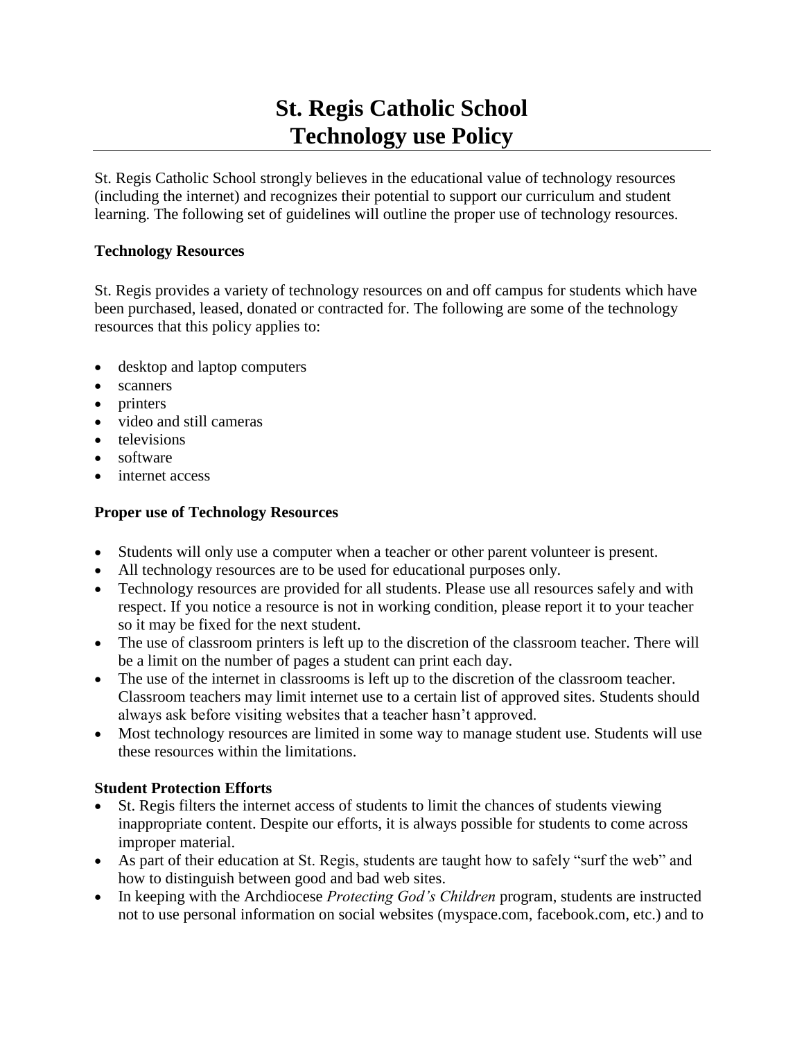# St. Regis Catholic School
# Technology use Policy

St. Regis Catholic School strongly believes in the educational value of technology resources (including the internet) and recognizes their potential to support our curriculum and student learning. The following set of guidelines will outline the proper use of technology resources.

**Technology Resources**

St. Regis provides a variety of technology resources on and off campus for students which have been purchased, leased, donated or contracted for. The following are some of the technology resources that this policy applies to:

- desktop and laptop computers
- scanners
- printers
- video and still cameras
- televisions
- software
- internet access

**Proper use of Technology Resources**

- Students will only use a computer when a teacher or other parent volunteer is present.
- All technology resources are to be used for educational purposes only.
- Technology resources are provided for all students. Please use all resources safely and with respect. If you notice a resource is not in working condition, please report it to your teacher so it may be fixed for the next student.
- The use of classroom printers is left up to the discretion of the classroom teacher. There will be a limit on the number of pages a student can print each day.
- The use of the internet in classrooms is left up to the discretion of the classroom teacher. Classroom teachers may limit internet use to a certain list of approved sites. Students should always ask before visiting websites that a teacher hasn't approved.
- Most technology resources are limited in some way to manage student use. Students will use these resources within the limitations.

**Student Protection Efforts**

- St. Regis filters the internet access of students to limit the chances of students viewing inappropriate content. Despite our efforts, it is always possible for students to come across improper material.
- As part of their education at St. Regis, students are taught how to safely "surf the web" and how to distinguish between good and bad web sites.
- In keeping with the Archdiocese *Protecting God's Children* program, students are instructed not to use personal information on social websites (myspace.com, facebook.com, etc.) and to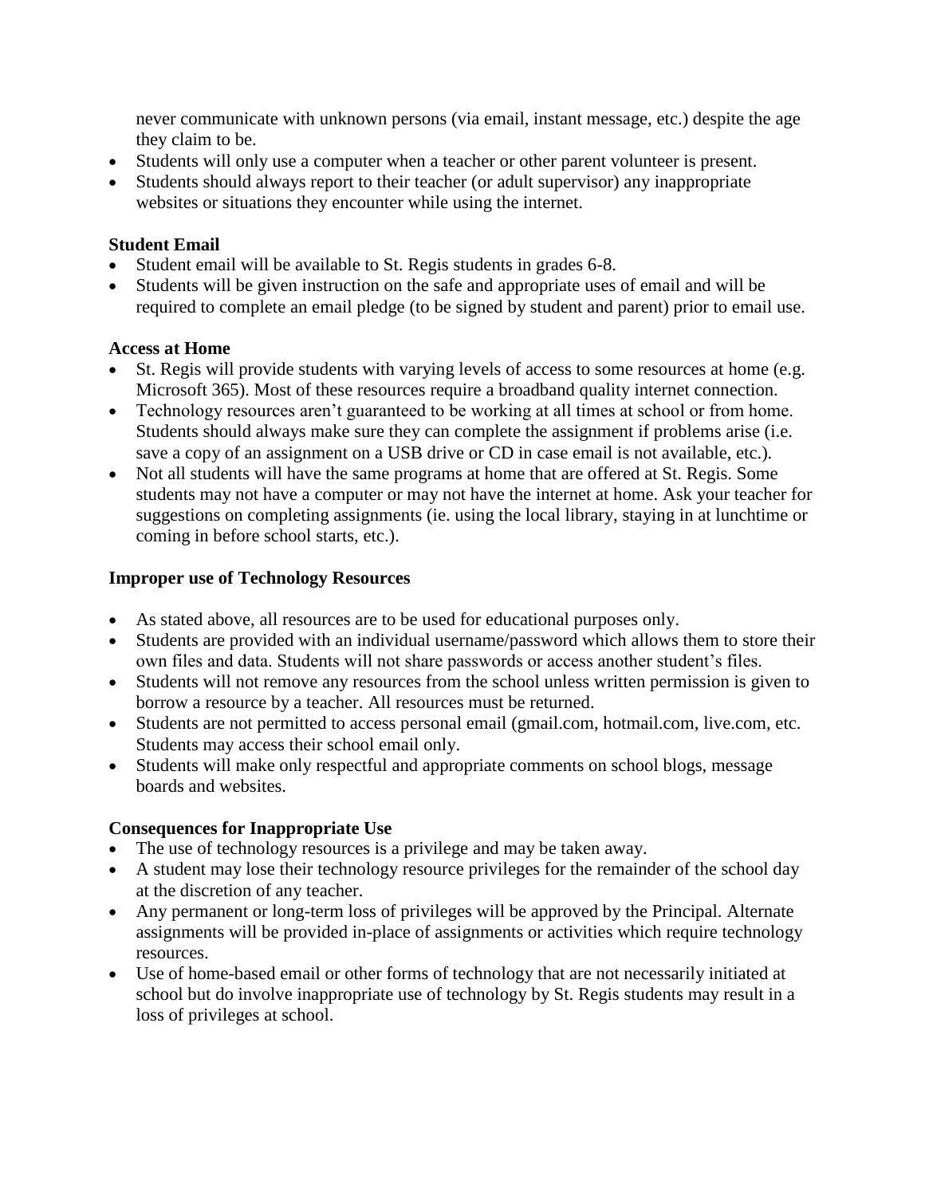never communicate with unknown persons (via email, instant message, etc.) despite the age they claim to be.

- Students will only use a computer when a teacher or other parent volunteer is present.
- Students should always report to their teacher (or adult supervisor) any inappropriate websites or situations they encounter while using the internet.

**Student Email**

- Student email will be available to St. Regis students in grades 6-8.
- Students will be given instruction on the safe and appropriate uses of email and will be required to complete an email pledge (to be signed by student and parent) prior to email use.

**Access at Home**

- St. Regis will provide students with varying levels of access to some resources at home (e.g. Microsoft 365). Most of these resources require a broadband quality internet connection.
- Technology resources aren't guaranteed to be working at all times at school or from home. Students should always make sure they can complete the assignment if problems arise (i.e. save a copy of an assignment on a USB drive or CD in case email is not available, etc.).
- Not all students will have the same programs at home that are offered at St. Regis. Some students may not have a computer or may not have the internet at home. Ask your teacher for suggestions on completing assignments (ie. using the local library, staying in at lunchtime or coming in before school starts, etc.).

**Improper use of Technology Resources**

- As stated above, all resources are to be used for educational purposes only.
- Students are provided with an individual username/password which allows them to store their own files and data. Students will not share passwords or access another student's files.
- Students will not remove any resources from the school unless written permission is given to borrow a resource by a teacher. All resources must be returned.
- Students are not permitted to access personal email (gmail.com, hotmail.com, live.com, etc. Students may access their school email only.
- Students will make only respectful and appropriate comments on school blogs, message boards and websites.

**Consequences for Inappropriate Use**

- The use of technology resources is a privilege and may be taken away.
- A student may lose their technology resource privileges for the remainder of the school day at the discretion of any teacher.
- Any permanent or long-term loss of privileges will be approved by the Principal. Alternate assignments will be provided in-place of assignments or activities which require technology resources.
- Use of home-based email or other forms of technology that are not necessarily initiated at school but do involve inappropriate use of technology by St. Regis students may result in a loss of privileges at school.